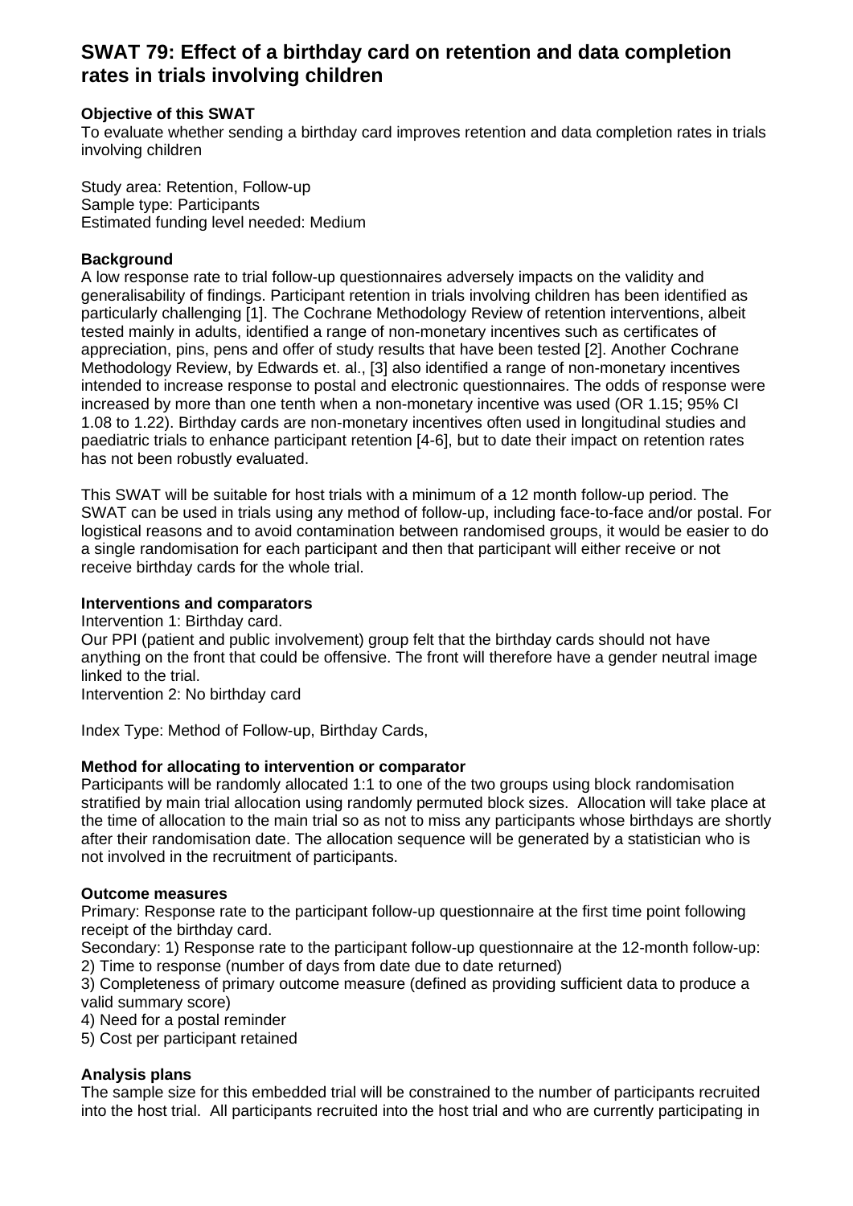# SWAT 79: Effect of a birthday card on retention and data completion rates in trials involving children

**Objective of this SWAT**

To evaluate whether sending a birthday card improves retention and data completion rates in trials involving children

Study area: Retention, Follow-up
Sample type: Participants
Estimated funding level needed: Medium

**Background**

A low response rate to trial follow-up questionnaires adversely impacts on the validity and generalisability of findings. Participant retention in trials involving children has been identified as particularly challenging [1]. The Cochrane Methodology Review of retention interventions, albeit tested mainly in adults, identified a range of non-monetary incentives such as certificates of appreciation, pins, pens and offer of study results that have been tested [2]. Another Cochrane Methodology Review, by Edwards et. al., [3] also identified a range of non-monetary incentives intended to increase response to postal and electronic questionnaires. The odds of response were increased by more than one tenth when a non-monetary incentive was used (OR 1.15; 95% CI 1.08 to 1.22). Birthday cards are non-monetary incentives often used in longitudinal studies and paediatric trials to enhance participant retention [4-6], but to date their impact on retention rates has not been robustly evaluated.

This SWAT will be suitable for host trials with a minimum of a 12 month follow-up period. The SWAT can be used in trials using any method of follow-up, including face-to-face and/or postal. For logistical reasons and to avoid contamination between randomised groups, it would be easier to do a single randomisation for each participant and then that participant will either receive or not receive birthday cards for the whole trial.

**Interventions and comparators**

Intervention 1: Birthday card.
Our PPI (patient and public involvement) group felt that the birthday cards should not have anything on the front that could be offensive. The front will therefore have a gender neutral image linked to the trial.
Intervention 2: No birthday card

Index Type: Method of Follow-up, Birthday Cards,

**Method for allocating to intervention or comparator**

Participants will be randomly allocated 1:1 to one of the two groups using block randomisation stratified by main trial allocation using randomly permuted block sizes. Allocation will take place at the time of allocation to the main trial so as not to miss any participants whose birthdays are shortly after their randomisation date. The allocation sequence will be generated by a statistician who is not involved in the recruitment of participants.

**Outcome measures**

Primary: Response rate to the participant follow-up questionnaire at the first time point following receipt of the birthday card.
Secondary: 1) Response rate to the participant follow-up questionnaire at the 12-month follow-up:
2) Time to response (number of days from date due to date returned)
3) Completeness of primary outcome measure (defined as providing sufficient data to produce a valid summary score)
4) Need for a postal reminder
5) Cost per participant retained

**Analysis plans**

The sample size for this embedded trial will be constrained to the number of participants recruited into the host trial. All participants recruited into the host trial and who are currently participating in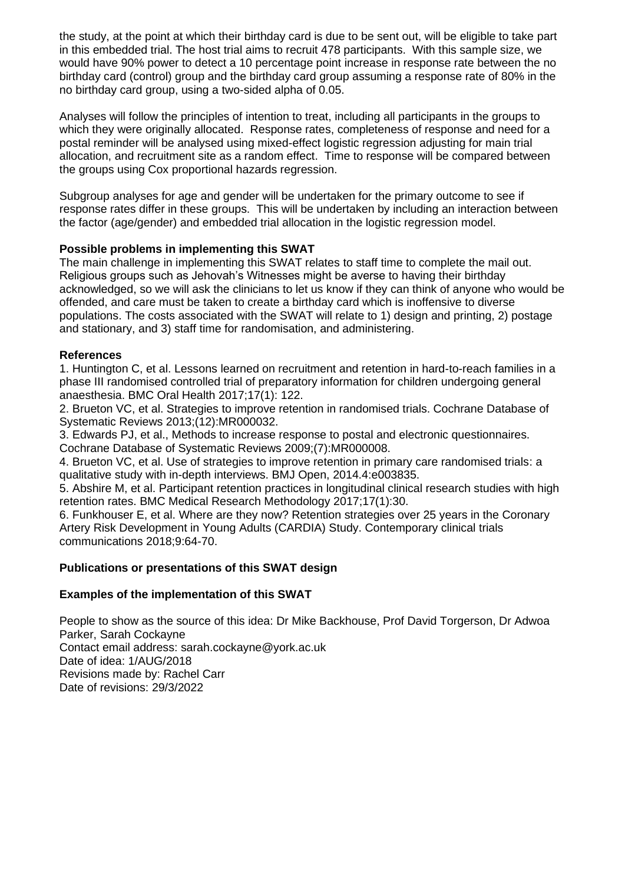the study, at the point at which their birthday card is due to be sent out, will be eligible to take part in this embedded trial. The host trial aims to recruit 478 participants. With this sample size, we would have 90% power to detect a 10 percentage point increase in response rate between the no birthday card (control) group and the birthday card group assuming a response rate of 80% in the no birthday card group, using a two-sided alpha of 0.05.

Analyses will follow the principles of intention to treat, including all participants in the groups to which they were originally allocated. Response rates, completeness of response and need for a postal reminder will be analysed using mixed-effect logistic regression adjusting for main trial allocation, and recruitment site as a random effect. Time to response will be compared between the groups using Cox proportional hazards regression.

Subgroup analyses for age and gender will be undertaken for the primary outcome to see if response rates differ in these groups. This will be undertaken by including an interaction between the factor (age/gender) and embedded trial allocation in the logistic regression model.

**Possible problems in implementing this SWAT**

The main challenge in implementing this SWAT relates to staff time to complete the mail out. Religious groups such as Jehovah's Witnesses might be averse to having their birthday acknowledged, so we will ask the clinicians to let us know if they can think of anyone who would be offended, and care must be taken to create a birthday card which is inoffensive to diverse populations. The costs associated with the SWAT will relate to 1) design and printing, 2) postage and stationary, and 3) staff time for randomisation, and administering.

**References**

1. Huntington C, et al. Lessons learned on recruitment and retention in hard-to-reach families in a phase III randomised controlled trial of preparatory information for children undergoing general anaesthesia. BMC Oral Health 2017;17(1): 122.
2. Brueton VC, et al. Strategies to improve retention in randomised trials. Cochrane Database of Systematic Reviews 2013;(12):MR000032.
3. Edwards PJ, et al., Methods to increase response to postal and electronic questionnaires. Cochrane Database of Systematic Reviews 2009;(7):MR000008.
4. Brueton VC, et al. Use of strategies to improve retention in primary care randomised trials: a qualitative study with in-depth interviews. BMJ Open, 2014.4:e003835.
5. Abshire M, et al. Participant retention practices in longitudinal clinical research studies with high retention rates. BMC Medical Research Methodology 2017;17(1):30.
6. Funkhouser E, et al. Where are they now? Retention strategies over 25 years in the Coronary Artery Risk Development in Young Adults (CARDIA) Study. Contemporary clinical trials communications 2018;9:64-70.

**Publications or presentations of this SWAT design**

**Examples of the implementation of this SWAT**

People to show as the source of this idea: Dr Mike Backhouse, Prof David Torgerson, Dr Adwoa Parker, Sarah Cockayne
Contact email address: sarah.cockayne@york.ac.uk
Date of idea: 1/AUG/2018
Revisions made by: Rachel Carr
Date of revisions: 29/3/2022